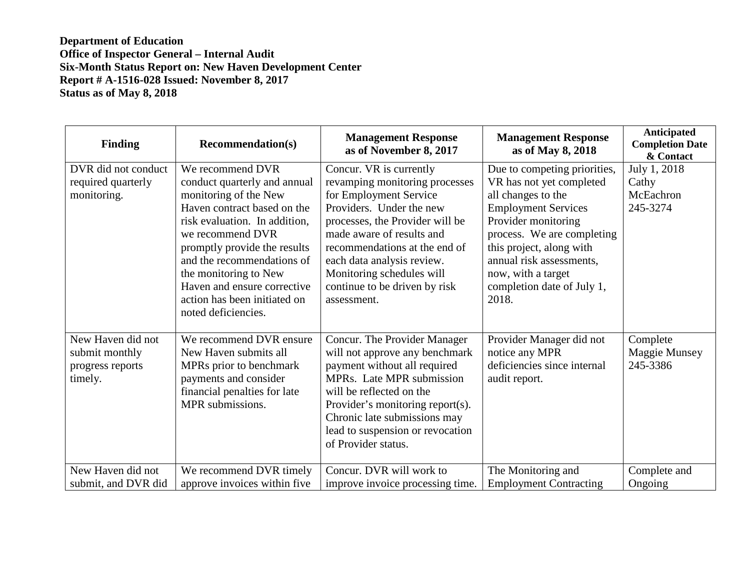**Department of Education**
**Office of Inspector General – Internal Audit**
**Six-Month Status Report on: New Haven Development Center**
**Report # A-1516-028 Issued: November 8, 2017**
**Status as of May 8, 2018**

| Finding | Recommendation(s) | Management Response as of November 8, 2017 | Management Response as of May 8, 2018 | Anticipated Completion Date & Contact |
|---|---|---|---|---|
| DVR did not conduct required quarterly monitoring. | We recommend DVR conduct quarterly and annual monitoring of the New Haven contract based on the risk evaluation. In addition, we recommend DVR promptly provide the results and the recommendations of the monitoring to New Haven and ensure corrective action has been initiated on noted deficiencies. | Concur. VR is currently revamping monitoring processes for Employment Service Providers. Under the new processes, the Provider will be made aware of results and recommendations at the end of each data analysis review. Monitoring schedules will continue to be driven by risk assessment. | Due to competing priorities, VR has not yet completed all changes to the Employment Services Provider monitoring process. We are completing this project, along with annual risk assessments, now, with a target completion date of July 1, 2018. | July 1, 2018 Cathy McEachron 245-3274 |
| New Haven did not submit monthly progress reports timely. | We recommend DVR ensure New Haven submits all MPRs prior to benchmark payments and consider financial penalties for late MPR submissions. | Concur. The Provider Manager will not approve any benchmark payment without all required MPRs. Late MPR submission will be reflected on the Provider's monitoring report(s). Chronic late submissions may lead to suspension or revocation of Provider status. | Provider Manager did not notice any MPR deficiencies since internal audit report. | Complete Maggie Munsey 245-3386 |
| New Haven did not submit, and DVR did | We recommend DVR timely approve invoices within five | Concur. DVR will work to improve invoice processing time. | The Monitoring and Employment Contracting | Complete and Ongoing |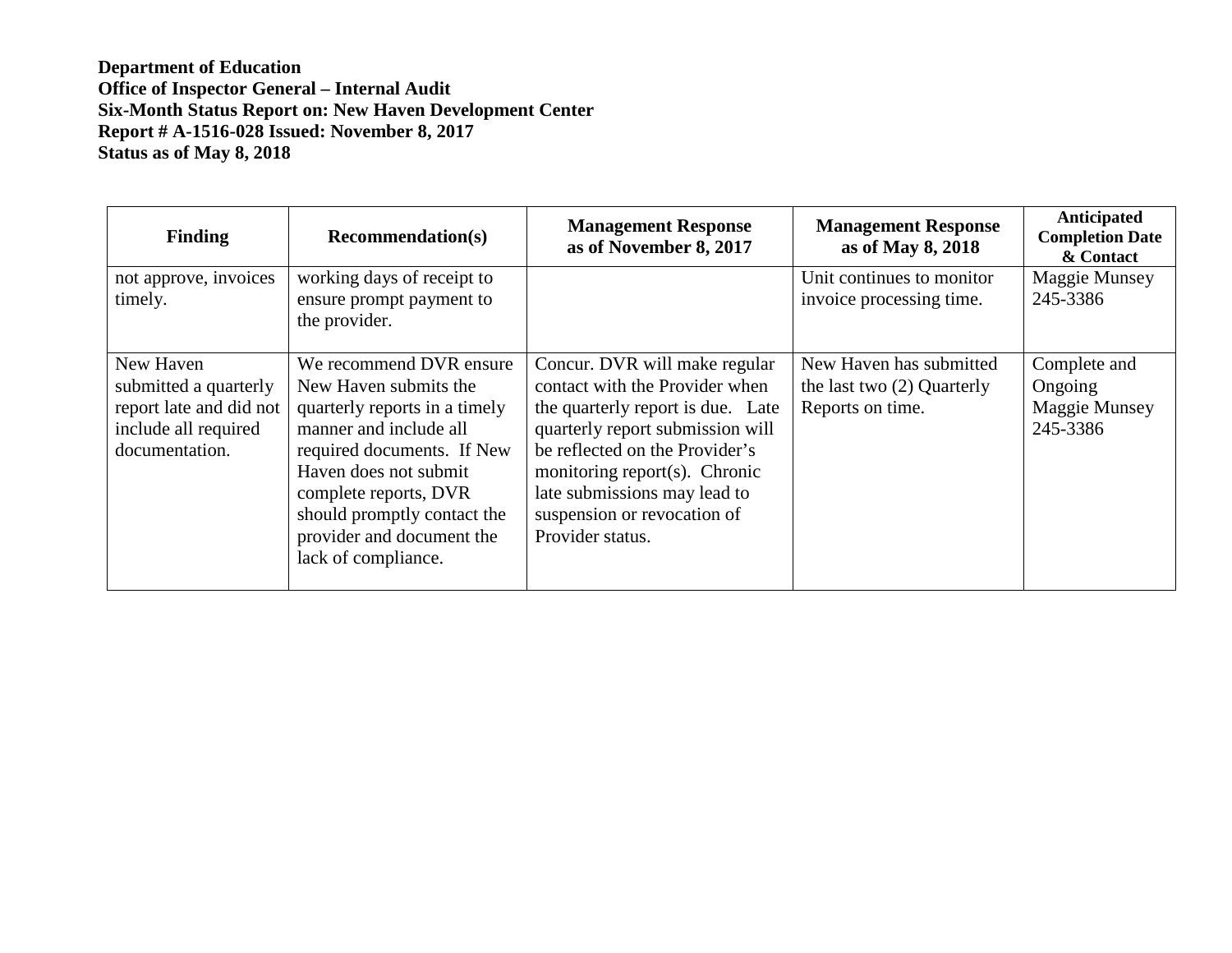**Department of Education**
**Office of Inspector General – Internal Audit**
**Six-Month Status Report on: New Haven Development Center**
**Report # A-1516-028 Issued: November 8, 2017**
**Status as of May 8, 2018**

| Finding | Recommendation(s) | Management Response as of November 8, 2017 | Management Response as of May 8, 2018 | Anticipated Completion Date & Contact |
|---|---|---|---|---|
| not approve, invoices timely. | working days of receipt to ensure prompt payment to the provider. | | Unit continues to monitor invoice processing time. | Maggie Munsey 245-3386 |
| New Haven submitted a quarterly report late and did not include all required documentation. | We recommend DVR ensure New Haven submits the quarterly reports in a timely manner and include all required documents. If New Haven does not submit complete reports, DVR should promptly contact the provider and document the lack of compliance. | Concur. DVR will make regular contact with the Provider when the quarterly report is due. Late quarterly report submission will be reflected on the Provider's monitoring report(s). Chronic late submissions may lead to suspension or revocation of Provider status. | New Haven has submitted the last two (2) Quarterly Reports on time. | Complete and Ongoing Maggie Munsey 245-3386 |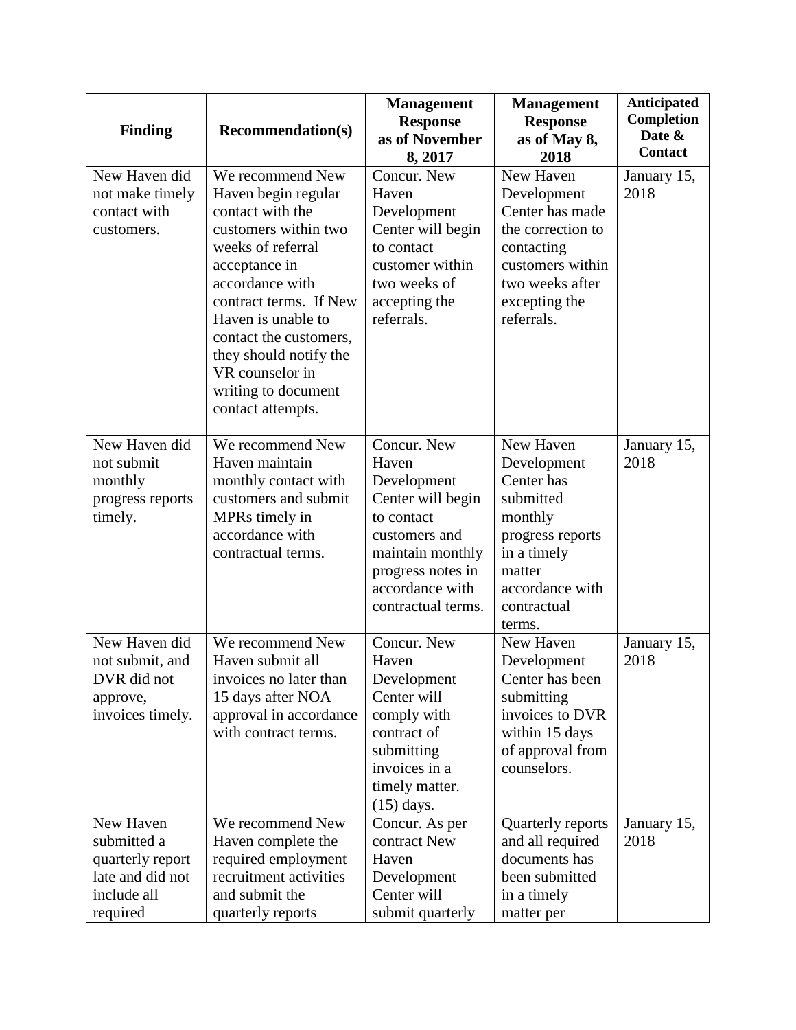| Finding | Recommendation(s) | Management Response as of November 8, 2017 | Management Response as of May 8, 2018 | Anticipated Completion Date & Contact |
|---|---|---|---|---|
| New Haven did not make timely contact with customers. | We recommend New Haven begin regular contact with the customers within two weeks of referral acceptance in accordance with contract terms. If New Haven is unable to contact the customers, they should notify the VR counselor in writing to document contact attempts. | Concur. New Haven Development Center will begin to contact customer within two weeks of accepting the referrals. | New Haven Development Center has made the correction to contacting customers within two weeks after excepting the referrals. | January 15, 2018 |
| New Haven did not submit monthly progress reports timely. | We recommend New Haven maintain monthly contact with customers and submit MPRs timely in accordance with contractual terms. | Concur. New Haven Development Center will begin to contact customers and maintain monthly progress notes in accordance with contractual terms. | New Haven Development Center has submitted monthly progress reports in a timely matter accordance with contractual terms. | January 15, 2018 |
| New Haven did not submit, and DVR did not approve, invoices timely. | We recommend New Haven submit all invoices no later than 15 days after NOA approval in accordance with contract terms. | Concur. New Haven Development Center will comply with contract of submitting invoices in a timely matter. (15) days. | New Haven Development Center has been submitting invoices to DVR within 15 days of approval from counselors. | January 15, 2018 |
| New Haven submitted a quarterly report late and did not include all required | We recommend New Haven complete the required employment recruitment activities and submit the quarterly reports | Concur. As per contract New Haven Development Center will submit quarterly | Quarterly reports and all required documents has been submitted in a timely matter per | January 15, 2018 |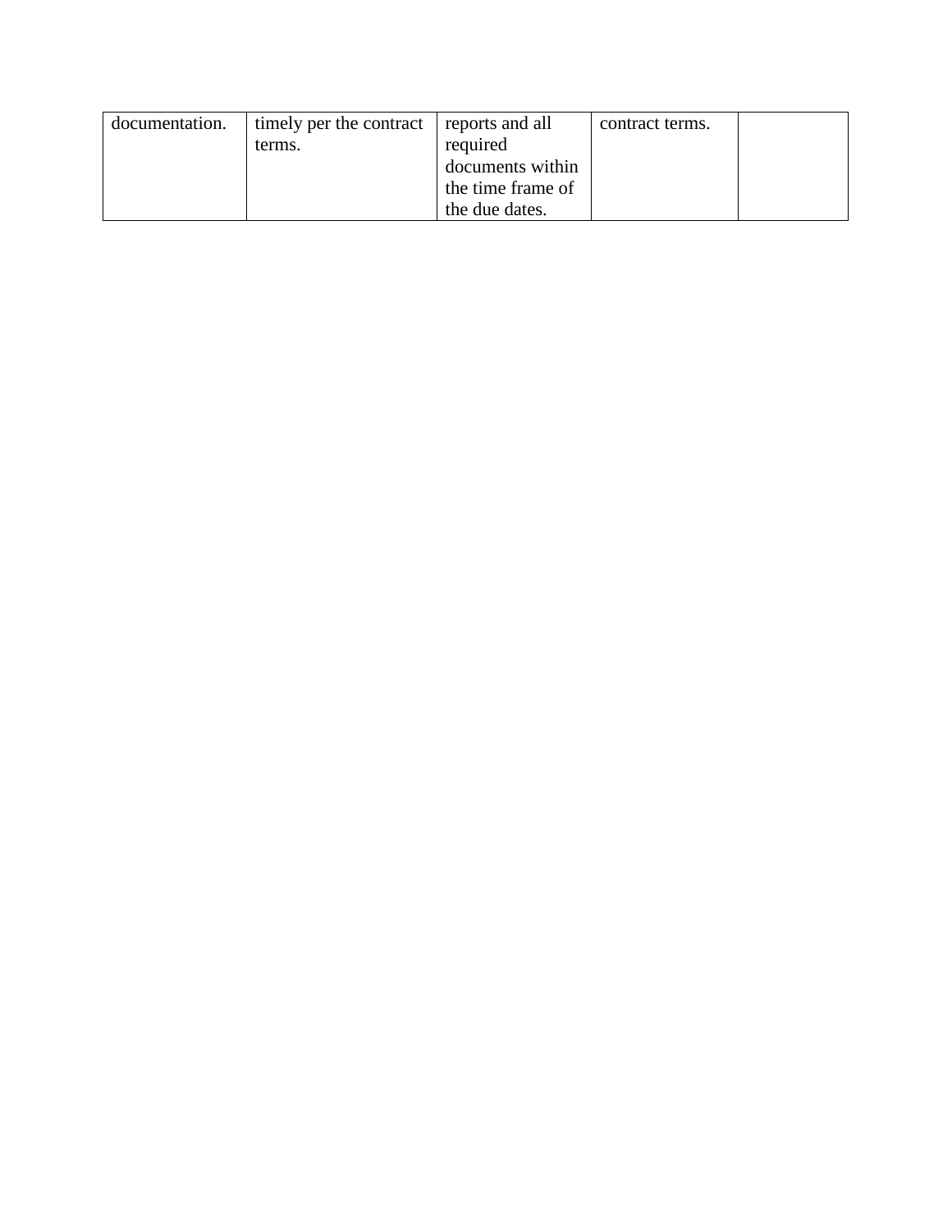| | | | | |
|---|---|---|---|---|
| documentation. | timely per the contract terms. | reports and all required documents within the time frame of the due dates. | contract terms. | |